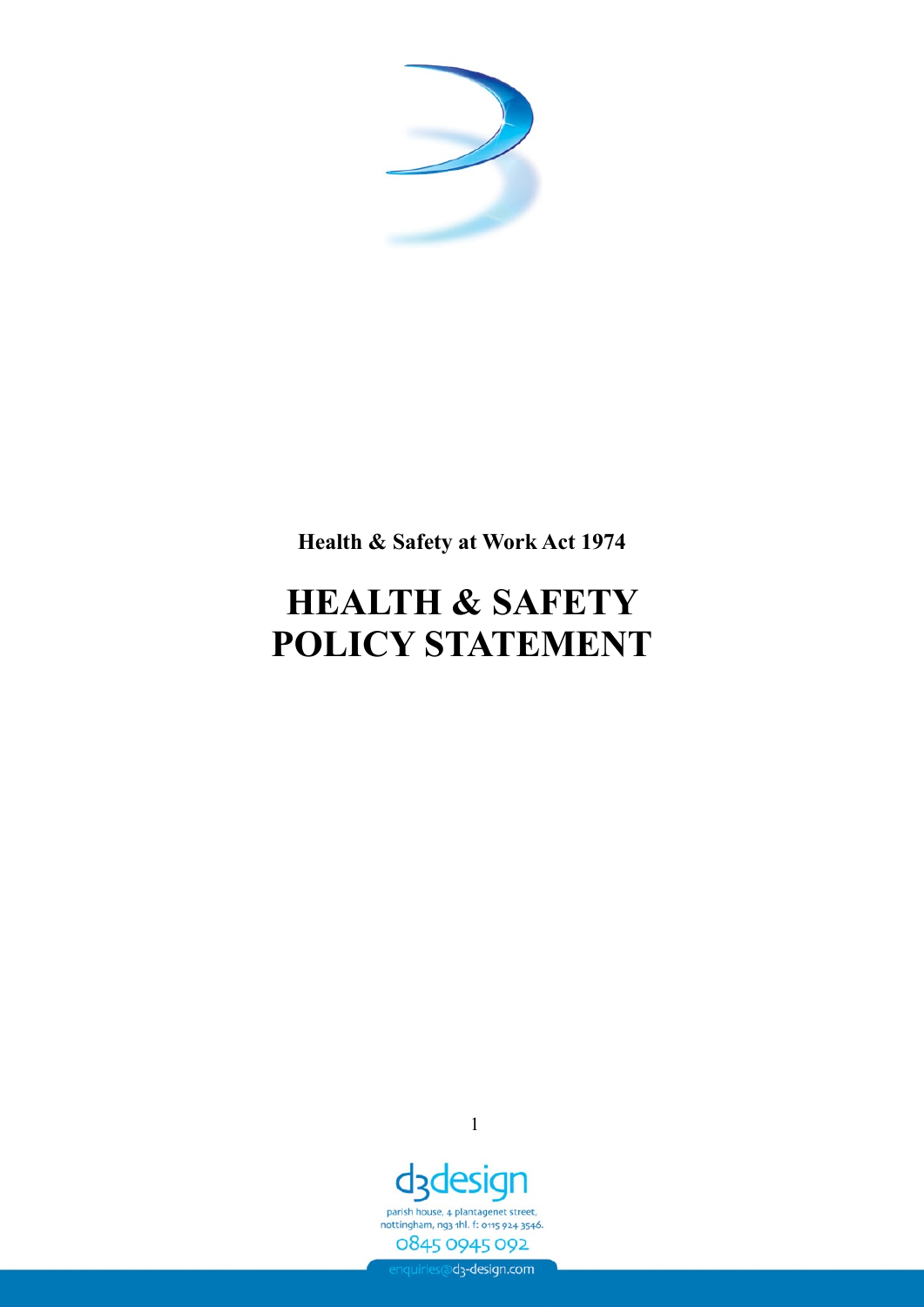**Health & Safety at Work Act 1974**

# HEALTH & SAFETY POLICY STATEMENT

d3design

parish house, 4 plantagenet street, nottingham, ng3 1hl. f: 0115 924 3546.

0845 0945 092

enquiries@d3-design.com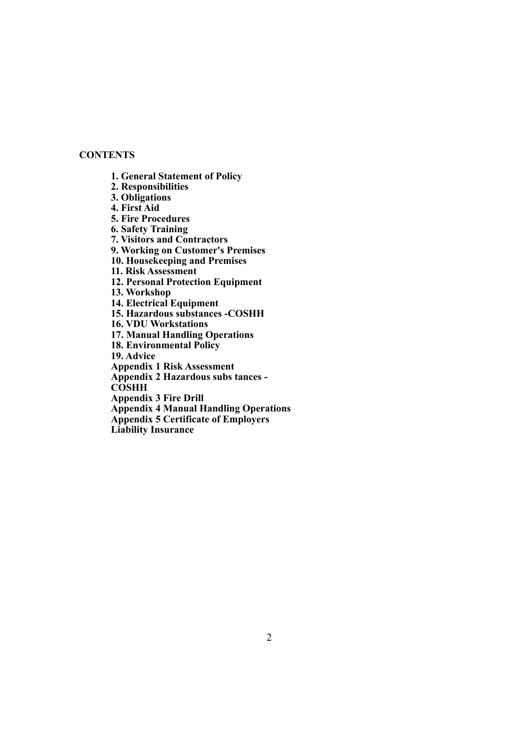**CONTENTS**

**1. General Statement of Policy**
**2. Responsibilities**
**3. Obligations**
**4. First Aid**
**5. Fire Procedures**
**6. Safety Training**
**7. Visitors and Contractors**
**9. Working on Customer's Premises**
**10. Housekeeping and Premises**
**11. Risk Assessment**
**12. Personal Protection Equipment**
**13. Workshop**
**14. Electrical Equipment**
**15. Hazardous substances -COSHH**
**16. VDU Workstations**
**17. Manual Handling Operations**
**18. Environmental Policy**
**19. Advice**
**Appendix 1 Risk Assessment**
**Appendix 2 Hazardous subs tances - COSHH**
**Appendix 3 Fire Drill**
**Appendix 4 Manual Handling Operations**
**Appendix 5 Certificate of Employers Liability Insurance**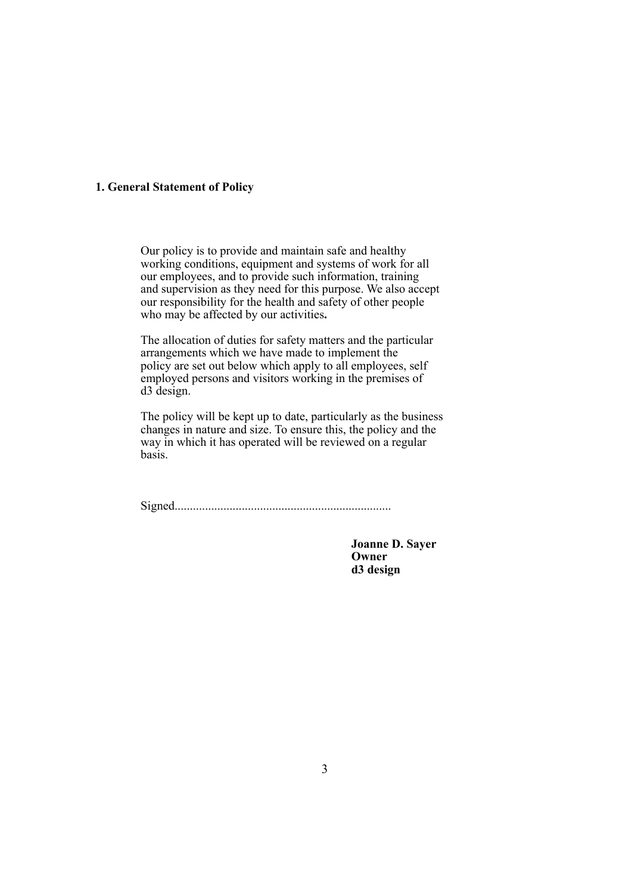## 1. General Statement of Policy

Our policy is to provide and maintain safe and healthy working conditions, equipment and systems of work for all our employees, and to provide such information, training and supervision as they need for this purpose. We also accept our responsibility for the health and safety of other people who may be affected by our activities**.**

The allocation of duties for safety matters and the particular arrangements which we have made to implement the policy are set out below which apply to all employees, self employed persons and visitors working in the premises of d3 design.

The policy will be kept up to date, particularly as the business changes in nature and size. To ensure this, the policy and the way in which it has operated will be reviewed on a regular basis.

Signed.......................................................................

**Joanne D. Sayer**
**Owner**
**d3 design**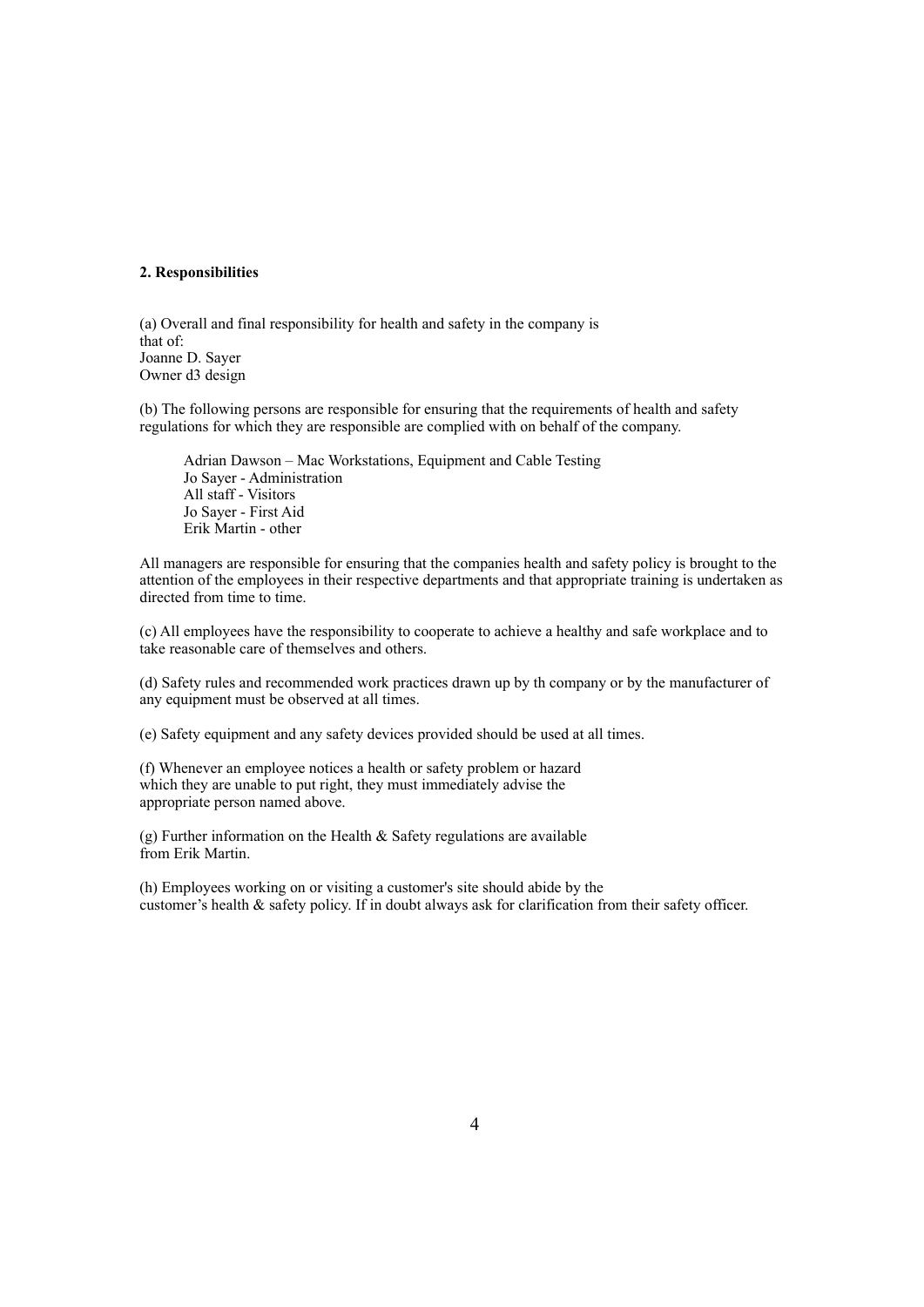**2. Responsibilities**

(a) Overall and final responsibility for health and safety in the company is that of:
Joanne D. Sayer
Owner d3 design

(b) The following persons are responsible for ensuring that the requirements of health and safety regulations for which they are responsible are complied with on behalf of the company.

> Adrian Dawson – Mac Workstations, Equipment and Cable Testing
> Jo Sayer - Administration
> All staff - Visitors
> Jo Sayer - First Aid
> Erik Martin - other

All managers are responsible for ensuring that the companies health and safety policy is brought to the attention of the employees in their respective departments and that appropriate training is undertaken as directed from time to time.

(c) All employees have the responsibility to cooperate to achieve a healthy and safe workplace and to take reasonable care of themselves and others.

(d) Safety rules and recommended work practices drawn up by th company or by the manufacturer of any equipment must be observed at all times.

(e) Safety equipment and any safety devices provided should be used at all times.

(f) Whenever an employee notices a health or safety problem or hazard which they are unable to put right, they must immediately advise the appropriate person named above.

(g) Further information on the Health & Safety regulations are available from Erik Martin.

(h) Employees working on or visiting a customer's site should abide by the customer’s health & safety policy. If in doubt always ask for clarification from their safety officer.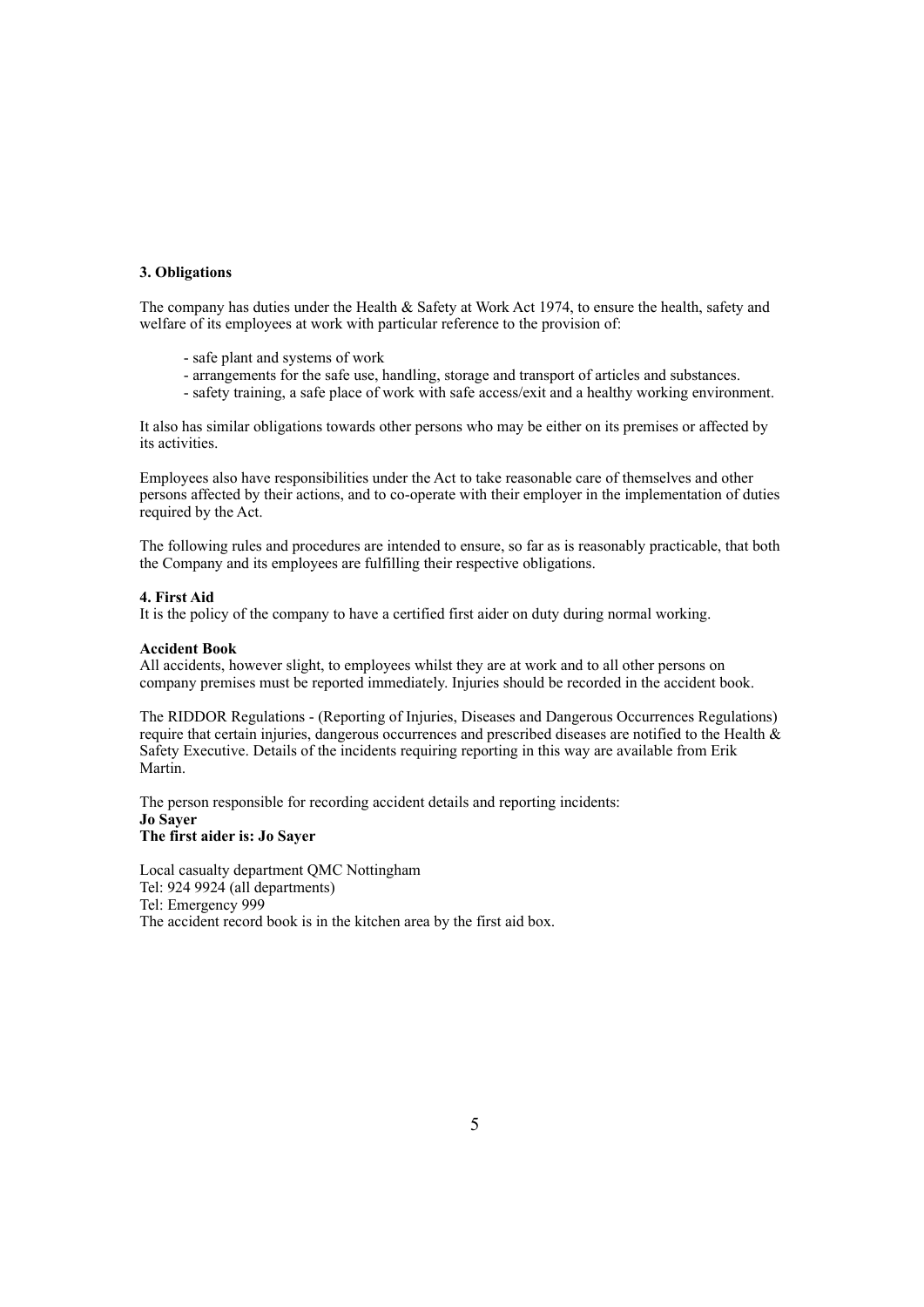**3. Obligations**

The company has duties under the Health & Safety at Work Act 1974, to ensure the health, safety and welfare of its employees at work with particular reference to the provision of:

- safe plant and systems of work
- arrangements for the safe use, handling, storage and transport of articles and substances.
- safety training, a safe place of work with safe access/exit and a healthy working environment.

It also has similar obligations towards other persons who may be either on its premises or affected by its activities.

Employees also have responsibilities under the Act to take reasonable care of themselves and other persons affected by their actions, and to co-operate with their employer in the implementation of duties required by the Act.

The following rules and procedures are intended to ensure, so far as is reasonably practicable, that both the Company and its employees are fulfilling their respective obligations.

**4. First Aid**

It is the policy of the company to have a certified first aider on duty during normal working.

**Accident Book**

All accidents, however slight, to employees whilst they are at work and to all other persons on company premises must be reported immediately. Injuries should be recorded in the accident book.

The RIDDOR Regulations - (Reporting of Injuries, Diseases and Dangerous Occurrences Regulations) require that certain injuries, dangerous occurrences and prescribed diseases are notified to the Health & Safety Executive. Details of the incidents requiring reporting in this way are available from Erik Martin.

The person responsible for recording accident details and reporting incidents:
**Jo Sayer**
**The first aider is: Jo Sayer**

Local casualty department QMC Nottingham
Tel: 924 9924 (all departments)
Tel: Emergency 999
The accident record book is in the kitchen area by the first aid box.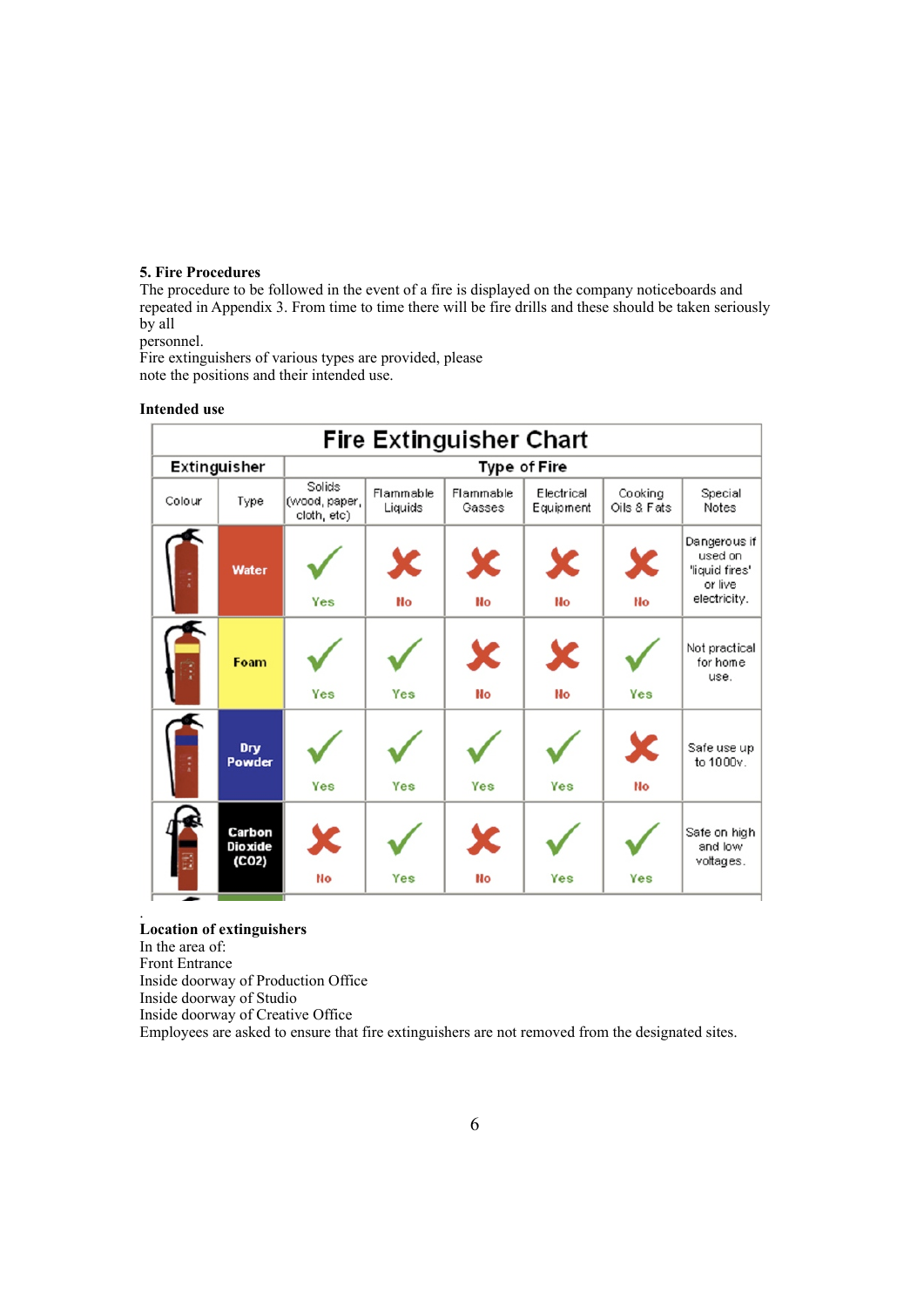## 5. Fire Procedures

The procedure to be followed in the event of a fire is displayed on the company noticeboards and repeated in Appendix 3. From time to time there will be fire drills and these should be taken seriously by all personnel.

Fire extinguishers of various types are provided, please note the positions and their intended use.

**Intended use**

| Fire Extinguisher Chart | | | | | | | |
|---|---|---|---|---|---|---|---|
| **Extinguisher** | | **Type of Fire** | | | | | |
| Colour | Type | Solids (wood, paper, cloth, etc) | Flammable Liquids | Flammable Gasses | Electrical Equipment | Cooking Oils & Fats | Special Notes |
| | Water | Yes | No | No | No | No | Dangerous if used on 'liquid fires' or live electricity. |
| | Foam | Yes | Yes | No | No | Yes | Not practical for home use. |
| | Dry Powder | Yes | Yes | Yes | Yes | No | Safe use up to 1000v. |
| | Carbon Dioxide ($CO_2$) | No | Yes | No | Yes | Yes | Safe on high and low voltages. |

**Location of extinguishers**

In the area of:

Front Entrance

Inside doorway of Production Office

Inside doorway of Studio

Inside doorway of Creative Office

Employees are asked to ensure that fire extinguishers are not removed from the designated sites.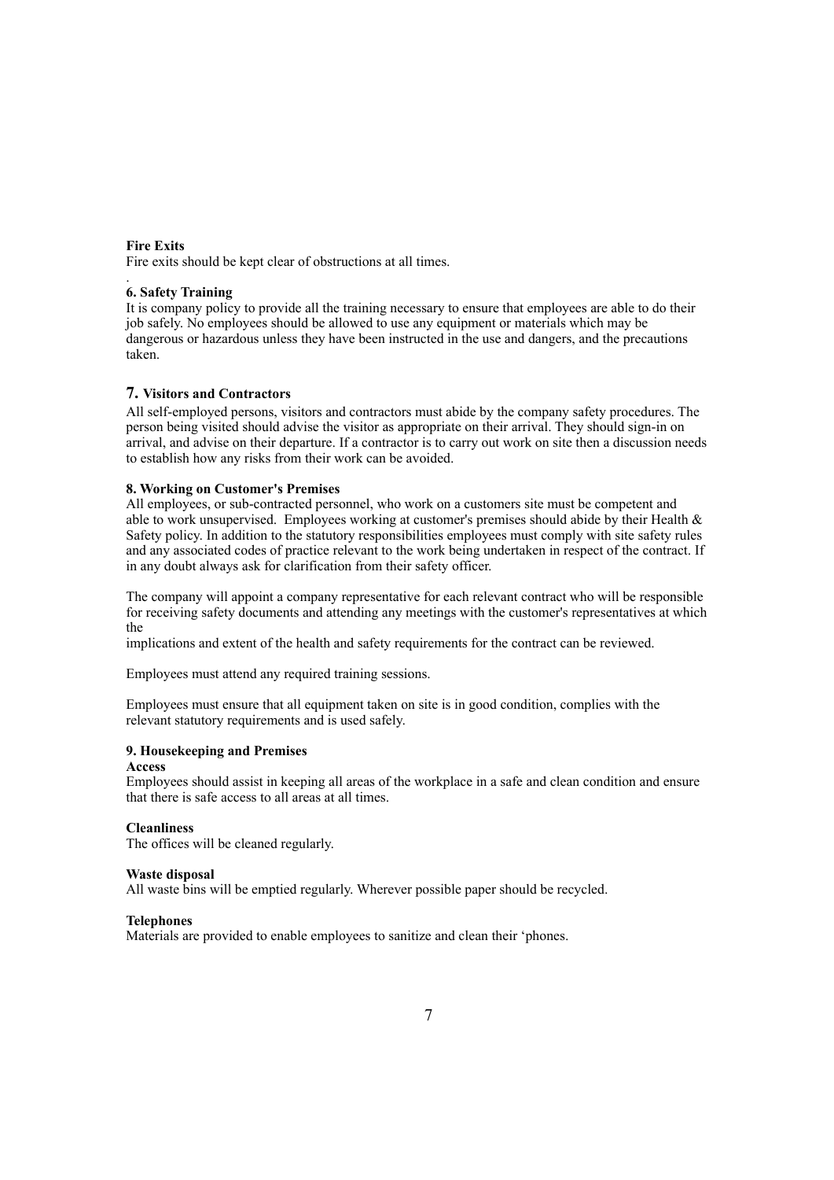**Fire Exits**
Fire exits should be kept clear of obstructions at all times.

.
### 6. Safety Training

It is company policy to provide all the training necessary to ensure that employees are able to do their job safely. No employees should be allowed to use any equipment or materials which may be dangerous or hazardous unless they have been instructed in the use and dangers, and the precautions taken.

### 7. Visitors and Contractors

All self-employed persons, visitors and contractors must abide by the company safety procedures. The person being visited should advise the visitor as appropriate on their arrival. They should sign-in on arrival, and advise on their departure. If a contractor is to carry out work on site then a discussion needs to establish how any risks from their work can be avoided.

### 8. Working on Customer's Premises

All employees, or sub-contracted personnel, who work on a customers site must be competent and able to work unsupervised. Employees working at customer's premises should abide by their Health & Safety policy. In addition to the statutory responsibilities employees must comply with site safety rules and any associated codes of practice relevant to the work being undertaken in respect of the contract. If in any doubt always ask for clarification from their safety officer.

The company will appoint a company representative for each relevant contract who will be responsible for receiving safety documents and attending any meetings with the customer's representatives at which the
implications and extent of the health and safety requirements for the contract can be reviewed.

Employees must attend any required training sessions.

Employees must ensure that all equipment taken on site is in good condition, complies with the relevant statutory requirements and is used safely.

### 9. Housekeeping and Premises

**Access**
Employees should assist in keeping all areas of the workplace in a safe and clean condition and ensure that there is safe access to all areas at all times.

**Cleanliness**
The offices will be cleaned regularly.

**Waste disposal**
All waste bins will be emptied regularly. Wherever possible paper should be recycled.

**Telephones**
Materials are provided to enable employees to sanitize and clean their 'phones.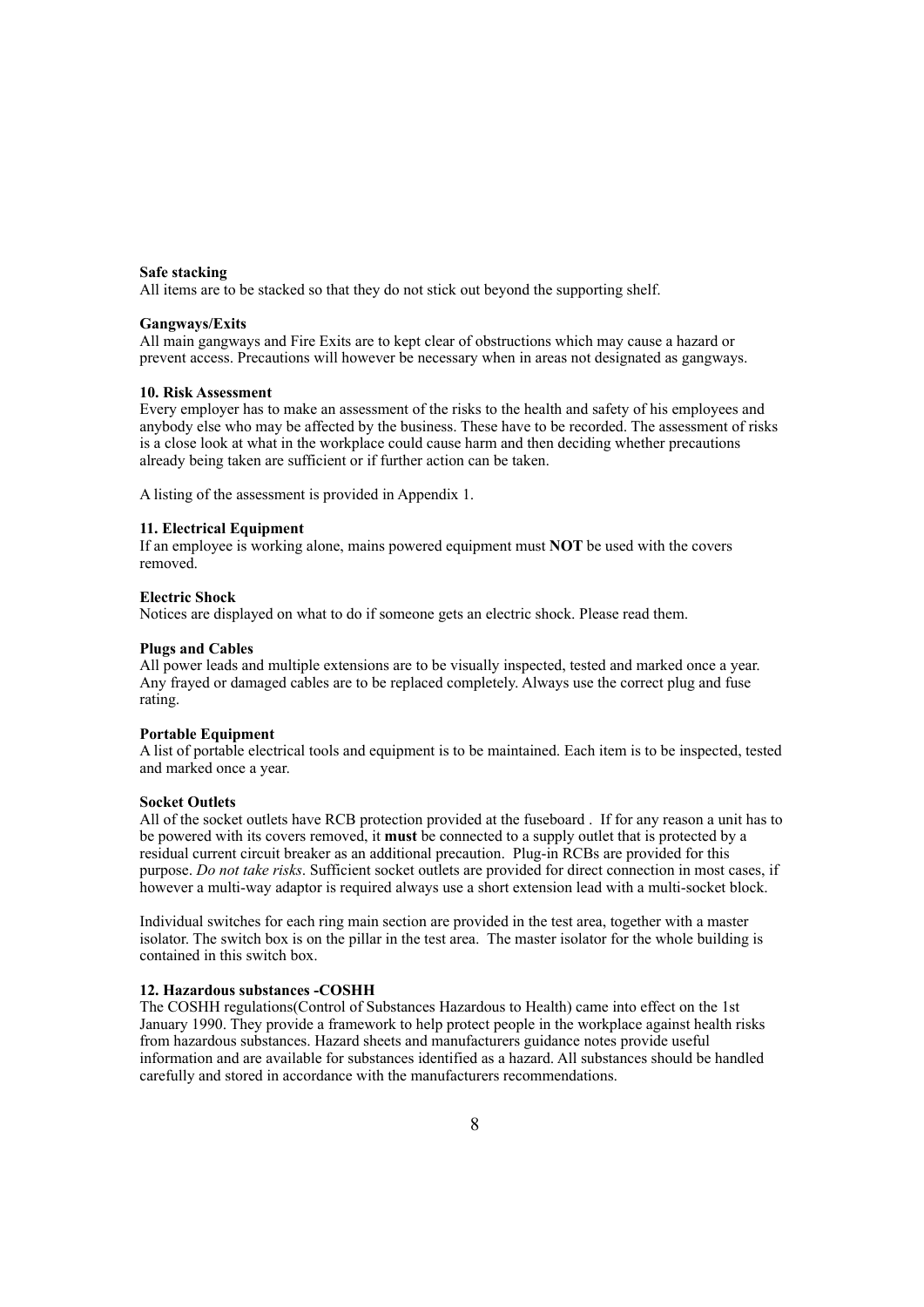**Safe stacking**

All items are to be stacked so that they do not stick out beyond the supporting shelf.

**Gangways/Exits**

All main gangways and Fire Exits are to kept clear of obstructions which may cause a hazard or prevent access. Precautions will however be necessary when in areas not designated as gangways.

**10. Risk Assessment**

Every employer has to make an assessment of the risks to the health and safety of his employees and anybody else who may be affected by the business. These have to be recorded. The assessment of risks is a close look at what in the workplace could cause harm and then deciding whether precautions already being taken are sufficient or if further action can be taken.

A listing of the assessment is provided in Appendix 1.

**11. Electrical Equipment**

If an employee is working alone, mains powered equipment must **NOT** be used with the covers removed.

**Electric Shock**

Notices are displayed on what to do if someone gets an electric shock. Please read them.

**Plugs and Cables**

All power leads and multiple extensions are to be visually inspected, tested and marked once a year. Any frayed or damaged cables are to be replaced completely. Always use the correct plug and fuse rating.

**Portable Equipment**

A list of portable electrical tools and equipment is to be maintained. Each item is to be inspected, tested and marked once a year.

**Socket Outlets**

All of the socket outlets have RCB protection provided at the fuseboard . If for any reason a unit has to be powered with its covers removed, it **must** be connected to a supply outlet that is protected by a residual current circuit breaker as an additional precaution. Plug-in RCBs are provided for this purpose. *Do not take risks*. Sufficient socket outlets are provided for direct connection in most cases, if however a multi-way adaptor is required always use a short extension lead with a multi-socket block.

Individual switches for each ring main section are provided in the test area, together with a master isolator. The switch box is on the pillar in the test area. The master isolator for the whole building is contained in this switch box.

**12. Hazardous substances -COSHH**

The COSHH regulations(Control of Substances Hazardous to Health) came into effect on the 1st January 1990. They provide a framework to help protect people in the workplace against health risks from hazardous substances. Hazard sheets and manufacturers guidance notes provide useful information and are available for substances identified as a hazard. All substances should be handled carefully and stored in accordance with the manufacturers recommendations.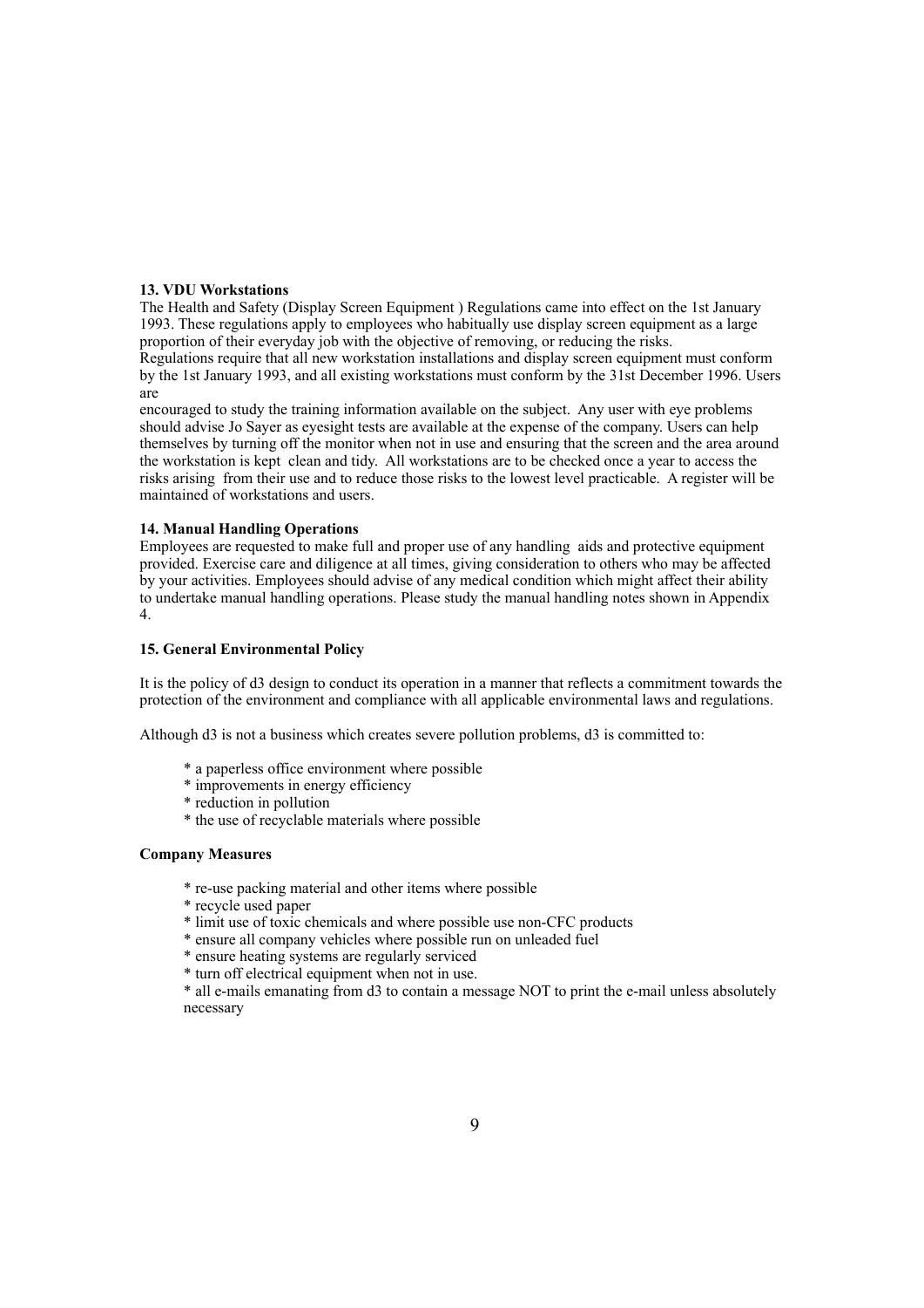**13. VDU Workstations**

The Health and Safety (Display Screen Equipment ) Regulations came into effect on the 1st January 1993. These regulations apply to employees who habitually use display screen equipment as a large proportion of their everyday job with the objective of removing, or reducing the risks.
Regulations require that all new workstation installations and display screen equipment must conform by the 1st January 1993, and all existing workstations must conform by the 31st December 1996. Users are
encouraged to study the training information available on the subject. Any user with eye problems should advise Jo Sayer as eyesight tests are available at the expense of the company. Users can help themselves by turning off the monitor when not in use and ensuring that the screen and the area around the workstation is kept clean and tidy. All workstations are to be checked once a year to access the risks arising from their use and to reduce those risks to the lowest level practicable. A register will be maintained of workstations and users.

**14. Manual Handling Operations**

Employees are requested to make full and proper use of any handling aids and protective equipment provided. Exercise care and diligence at all times, giving consideration to others who may be affected by your activities. Employees should advise of any medical condition which might affect their ability to undertake manual handling operations. Please study the manual handling notes shown in Appendix 4.

**15. General Environmental Policy**

It is the policy of d3 design to conduct its operation in a manner that reflects a commitment towards the protection of the environment and compliance with all applicable environmental laws and regulations.

Although d3 is not a business which creates severe pollution problems, d3 is committed to:

* a paperless office environment where possible
* improvements in energy efficiency
* reduction in pollution
* the use of recyclable materials where possible

**Company Measures**

* re-use packing material and other items where possible
* recycle used paper
* limit use of toxic chemicals and where possible use non-CFC products
* ensure all company vehicles where possible run on unleaded fuel
* ensure heating systems are regularly serviced
* turn off electrical equipment when not in use.
* all e-mails emanating from d3 to contain a message NOT to print the e-mail unless absolutely necessary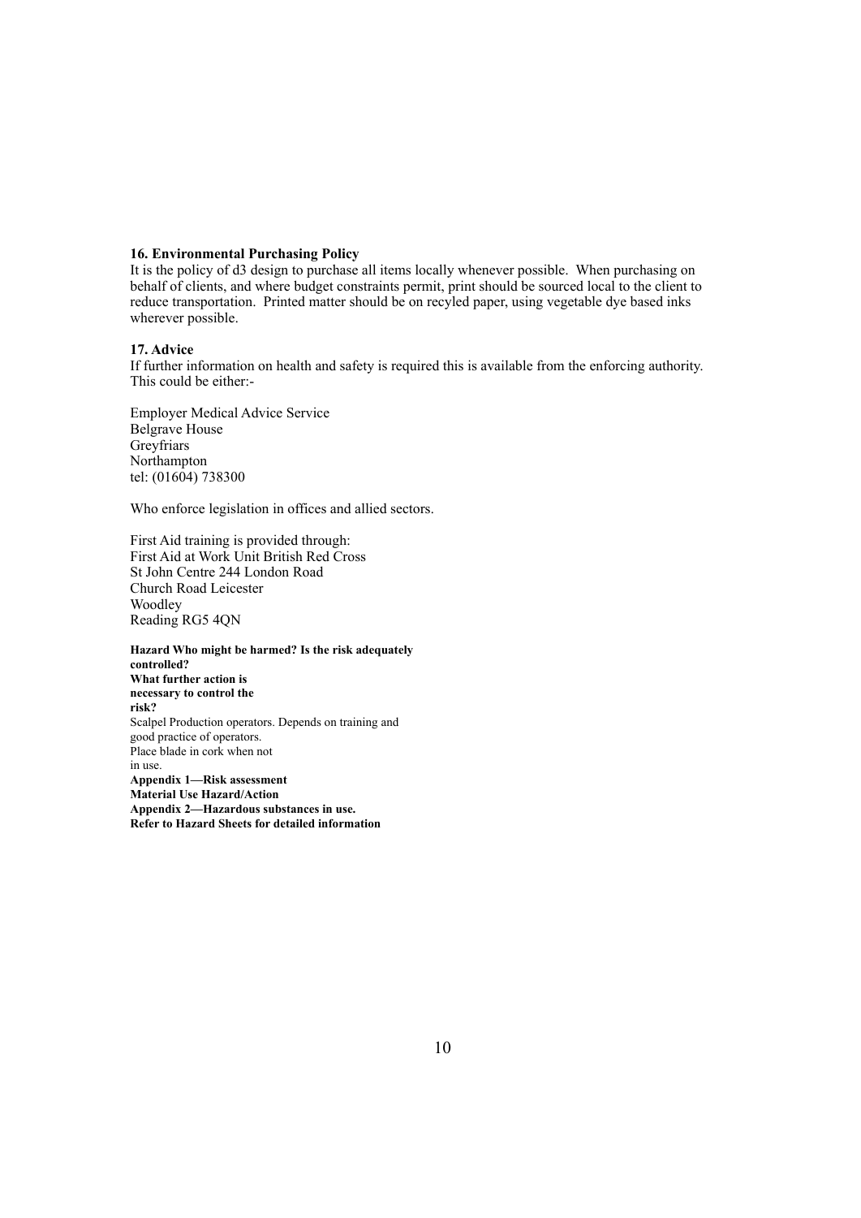**16. Environmental Purchasing Policy**
It is the policy of d3 design to purchase all items locally whenever possible. When purchasing on behalf of clients, and where budget constraints permit, print should be sourced local to the client to reduce transportation. Printed matter should be on recyled paper, using vegetable dye based inks wherever possible.

**17. Advice**
If further information on health and safety is required this is available from the enforcing authority. This could be either:-

Employer Medical Advice Service
Belgrave House
Greyfriars
Northampton
tel: (01604) 738300

Who enforce legislation in offices and allied sectors.

First Aid training is provided through:
First Aid at Work Unit British Red Cross
St John Centre 244 London Road
Church Road Leicester
Woodley
Reading RG5 4QN

**Hazard Who might be harmed? Is the risk adequately controlled?**
**What further action is necessary to control the risk?**
Scalpel Production operators. Depends on training and good practice of operators.
Place blade in cork when not in use.
**Appendix 1—Risk assessment**
**Material Use Hazard/Action**
**Appendix 2—Hazardous substances in use.**
**Refer to Hazard Sheets for detailed information**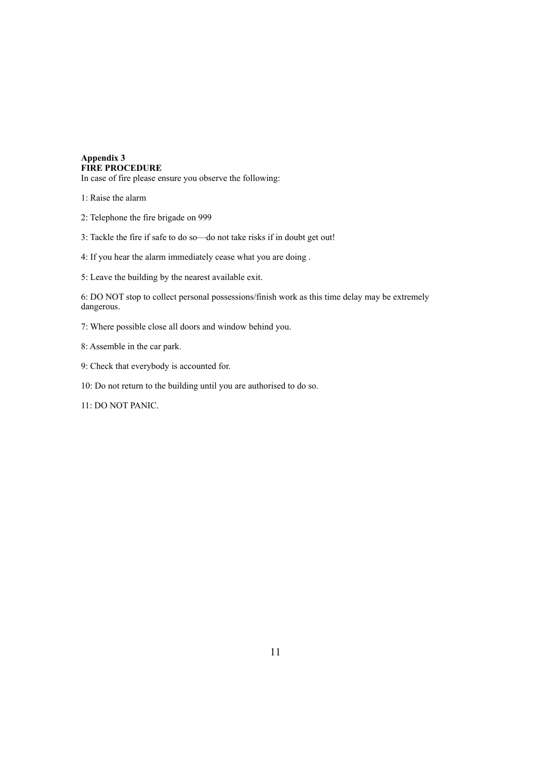**Appendix 3**
**FIRE PROCEDURE**
In case of fire please ensure you observe the following:

1: Raise the alarm

2: Telephone the fire brigade on 999

3: Tackle the fire if safe to do so—do not take risks if in doubt get out!

4: If you hear the alarm immediately cease what you are doing .

5: Leave the building by the nearest available exit.

6: DO NOT stop to collect personal possessions/finish work as this time delay may be extremely dangerous.

7: Where possible close all doors and window behind you.

8: Assemble in the car park.

9: Check that everybody is accounted for.

10: Do not return to the building until you are authorised to do so.

11: DO NOT PANIC.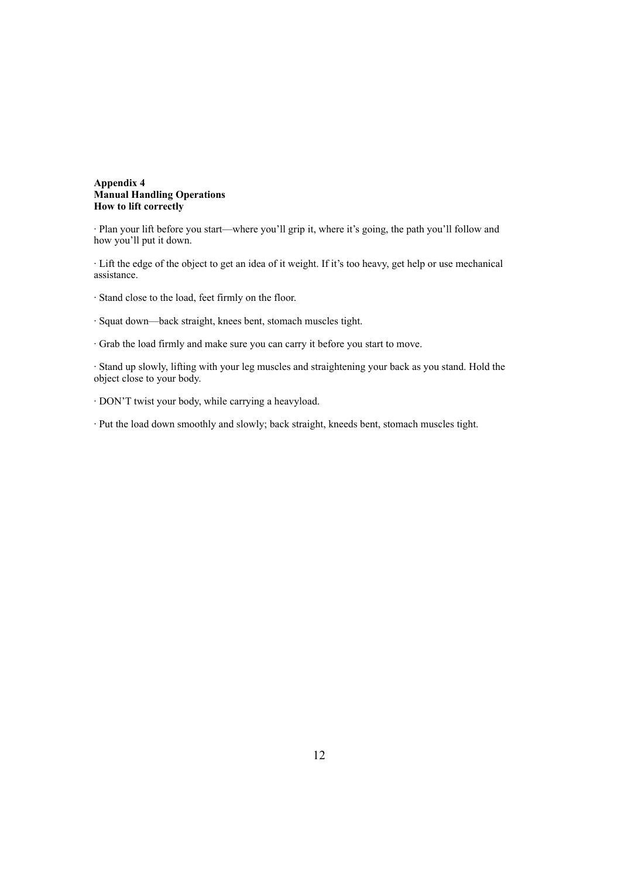**Appendix 4**
**Manual Handling Operations**
**How to lift correctly**

· Plan your lift before you start—where you'll grip it, where it's going, the path you'll follow and how you'll put it down.

· Lift the edge of the object to get an idea of it weight. If it's too heavy, get help or use mechanical assistance.

· Stand close to the load, feet firmly on the floor.

· Squat down—back straight, knees bent, stomach muscles tight.

· Grab the load firmly and make sure you can carry it before you start to move.

· Stand up slowly, lifting with your leg muscles and straightening your back as you stand. Hold the object close to your body.

· DON'T twist your body, while carrying a heavyload.

· Put the load down smoothly and slowly; back straight, kneeds bent, stomach muscles tight.